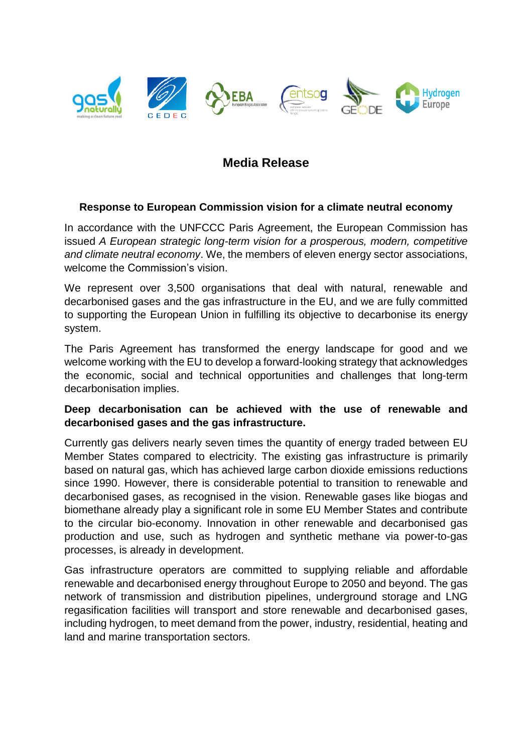# Media Release

## Response to European Commission vision for a climate neutral economy

In accordance with the UNFCCC Paris Agreement, the European Commission has issued *A European strategic long-term vision for a prosperous, modern, competitive and climate neutral economy*. We, the members of eleven energy sector associations, welcome the Commission's vision.

We represent over 3,500 organisations that deal with natural, renewable and decarbonised gases and the gas infrastructure in the EU, and we are fully committed to supporting the European Union in fulfilling its objective to decarbonise its energy system.

The Paris Agreement has transformed the energy landscape for good and we welcome working with the EU to develop a forward-looking strategy that acknowledges the economic, social and technical opportunities and challenges that long-term decarbonisation implies.

**Deep decarbonisation can be achieved with the use of renewable and decarbonised gases and the gas infrastructure.**

Currently gas delivers nearly seven times the quantity of energy traded between EU Member States compared to electricity. The existing gas infrastructure is primarily based on natural gas, which has achieved large carbon dioxide emissions reductions since 1990. However, there is considerable potential to transition to renewable and decarbonised gases, as recognised in the vision. Renewable gases like biogas and biomethane already play a significant role in some EU Member States and contribute to the circular bio-economy. Innovation in other renewable and decarbonised gas production and use, such as hydrogen and synthetic methane via power-to-gas processes, is already in development.

Gas infrastructure operators are committed to supplying reliable and affordable renewable and decarbonised energy throughout Europe to 2050 and beyond. The gas network of transmission and distribution pipelines, underground storage and LNG regasification facilities will transport and store renewable and decarbonised gases, including hydrogen, to meet demand from the power, industry, residential, heating and land and marine transportation sectors.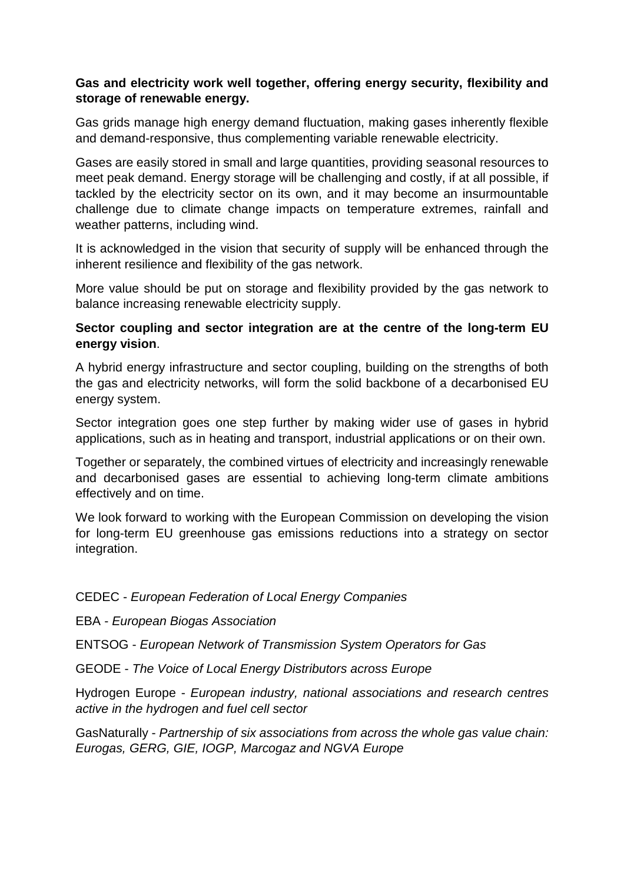**Gas and electricity work well together, offering energy security, flexibility and storage of renewable energy.**

Gas grids manage high energy demand fluctuation, making gases inherently flexible and demand-responsive, thus complementing variable renewable electricity.

Gases are easily stored in small and large quantities, providing seasonal resources to meet peak demand. Energy storage will be challenging and costly, if at all possible, if tackled by the electricity sector on its own, and it may become an insurmountable challenge due to climate change impacts on temperature extremes, rainfall and weather patterns, including wind.

It is acknowledged in the vision that security of supply will be enhanced through the inherent resilience and flexibility of the gas network.

More value should be put on storage and flexibility provided by the gas network to balance increasing renewable electricity supply.

**Sector coupling and sector integration are at the centre of the long-term EU energy vision**.

A hybrid energy infrastructure and sector coupling, building on the strengths of both the gas and electricity networks, will form the solid backbone of a decarbonised EU energy system.

Sector integration goes one step further by making wider use of gases in hybrid applications, such as in heating and transport, industrial applications or on their own.

Together or separately, the combined virtues of electricity and increasingly renewable and decarbonised gases are essential to achieving long-term climate ambitions effectively and on time.

We look forward to working with the European Commission on developing the vision for long-term EU greenhouse gas emissions reductions into a strategy on sector integration.

CEDEC - *European Federation of Local Energy Companies*

EBA - *European Biogas Association*

ENTSOG - *European Network of Transmission System Operators for Gas*

GEODE - *The Voice of Local Energy Distributors across Europe*

Hydrogen Europe - *European industry, national associations and research centres active in the hydrogen and fuel cell sector*

GasNaturally - *Partnership of six associations from across the whole gas value chain: Eurogas, GERG, GIE, IOGP, Marcogaz and NGVA Europe*